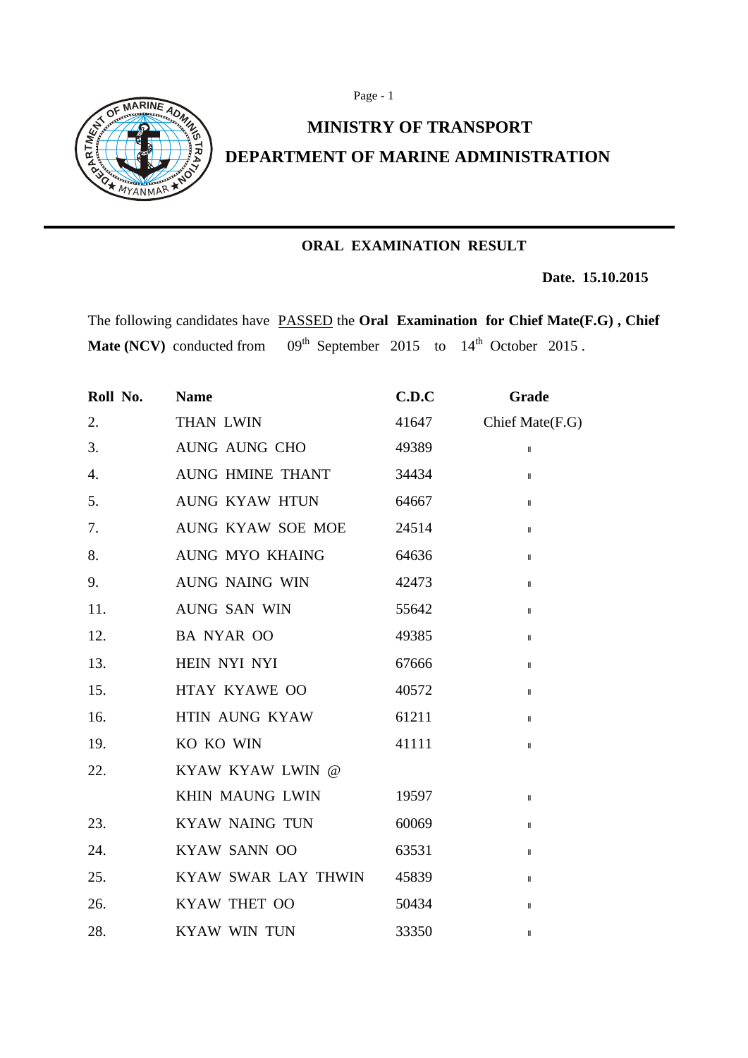# MINISTRY OF TRANSPORT

# DEPARTMENT OF MARINE ADMINISTRATION

## ORAL EXAMINATION RESULT

**Date. 15.10.2015**

The following candidates have PASSED the **Oral Examination for Chief Mate(F.G) , Chief Mate (NCV)** conducted from 09th September 2015 to 14th October 2015 .

| Roll No. | Name | C.D.C | Grade |
|---|---|---|---|
| 2. | THAN LWIN | 41647 | Chief Mate(F.G) |
| 3. | AUNG AUNG CHO | 49389 | " |
| 4. | AUNG HMINE THANT | 34434 | " |
| 5. | AUNG KYAW HTUN | 64667 | " |
| 7. | AUNG KYAW SOE MOE | 24514 | " |
| 8. | AUNG MYO KHAING | 64636 | " |
| 9. | AUNG NAING WIN | 42473 | " |
| 11. | AUNG SAN WIN | 55642 | " |
| 12. | BA NYAR OO | 49385 | " |
| 13. | HEIN NYI NYI | 67666 | " |
| 15. | HTAY KYAWE OO | 40572 | " |
| 16. | HTIN AUNG KYAW | 61211 | " |
| 19. | KO KO WIN | 41111 | " |
| 22. | KYAW KYAW LWIN @ KHIN MAUNG LWIN | 19597 | " |
| 23. | KYAW NAING TUN | 60069 | " |
| 24. | KYAW SANN OO | 63531 | " |
| 25. | KYAW SWAR LAY THWIN | 45839 | " |
| 26. | KYAW THET OO | 50434 | " |
| 28. | KYAW WIN TUN | 33350 | " |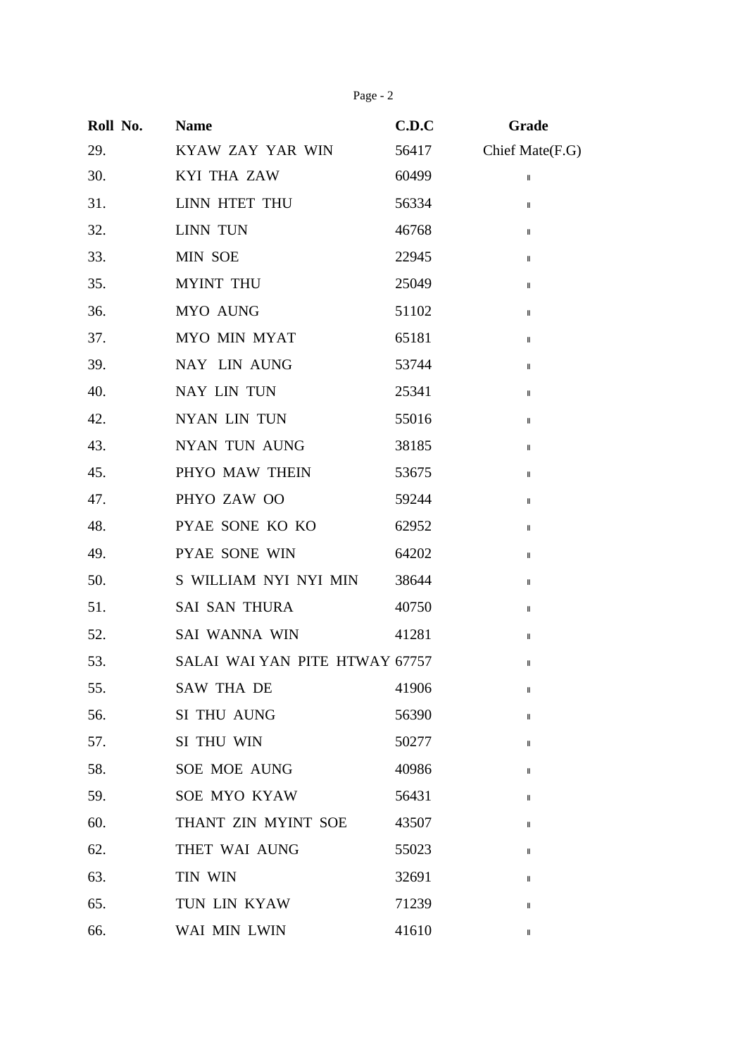| Roll No. | Name | C.D.C | Grade |
|---|---|---|---|
| 29. | KYAW ZAY YAR WIN | 56417 | Chief Mate(F.G) |
| 30. | KYI THA ZAW | 60499 | " |
| 31. | LINN HTET THU | 56334 | " |
| 32. | LINN TUN | 46768 | " |
| 33. | MIN SOE | 22945 | " |
| 35. | MYINT THU | 25049 | " |
| 36. | MYO AUNG | 51102 | " |
| 37. | MYO MIN MYAT | 65181 | " |
| 39. | NAY LIN AUNG | 53744 | " |
| 40. | NAY LIN TUN | 25341 | " |
| 42. | NYAN LIN TUN | 55016 | " |
| 43. | NYAN TUN AUNG | 38185 | " |
| 45. | PHYO MAW THEIN | 53675 | " |
| 47. | PHYO ZAW OO | 59244 | " |
| 48. | PYAE SONE KO KO | 62952 | " |
| 49. | PYAE SONE WIN | 64202 | " |
| 50. | S WILLIAM NYI NYI MIN | 38644 | " |
| 51. | SAI SAN THURA | 40750 | " |
| 52. | SAI WANNA WIN | 41281 | " |
| 53. | SALAI WAI YAN PITE HTWAY | 67757 | " |
| 55. | SAW THA DE | 41906 | " |
| 56. | SI THU AUNG | 56390 | " |
| 57. | SI THU WIN | 50277 | " |
| 58. | SOE MOE AUNG | 40986 | " |
| 59. | SOE MYO KYAW | 56431 | " |
| 60. | THANT ZIN MYINT SOE | 43507 | " |
| 62. | THET WAI AUNG | 55023 | " |
| 63. | TIN WIN | 32691 | " |
| 65. | TUN LIN KYAW | 71239 | " |
| 66. | WAI MIN LWIN | 41610 | " |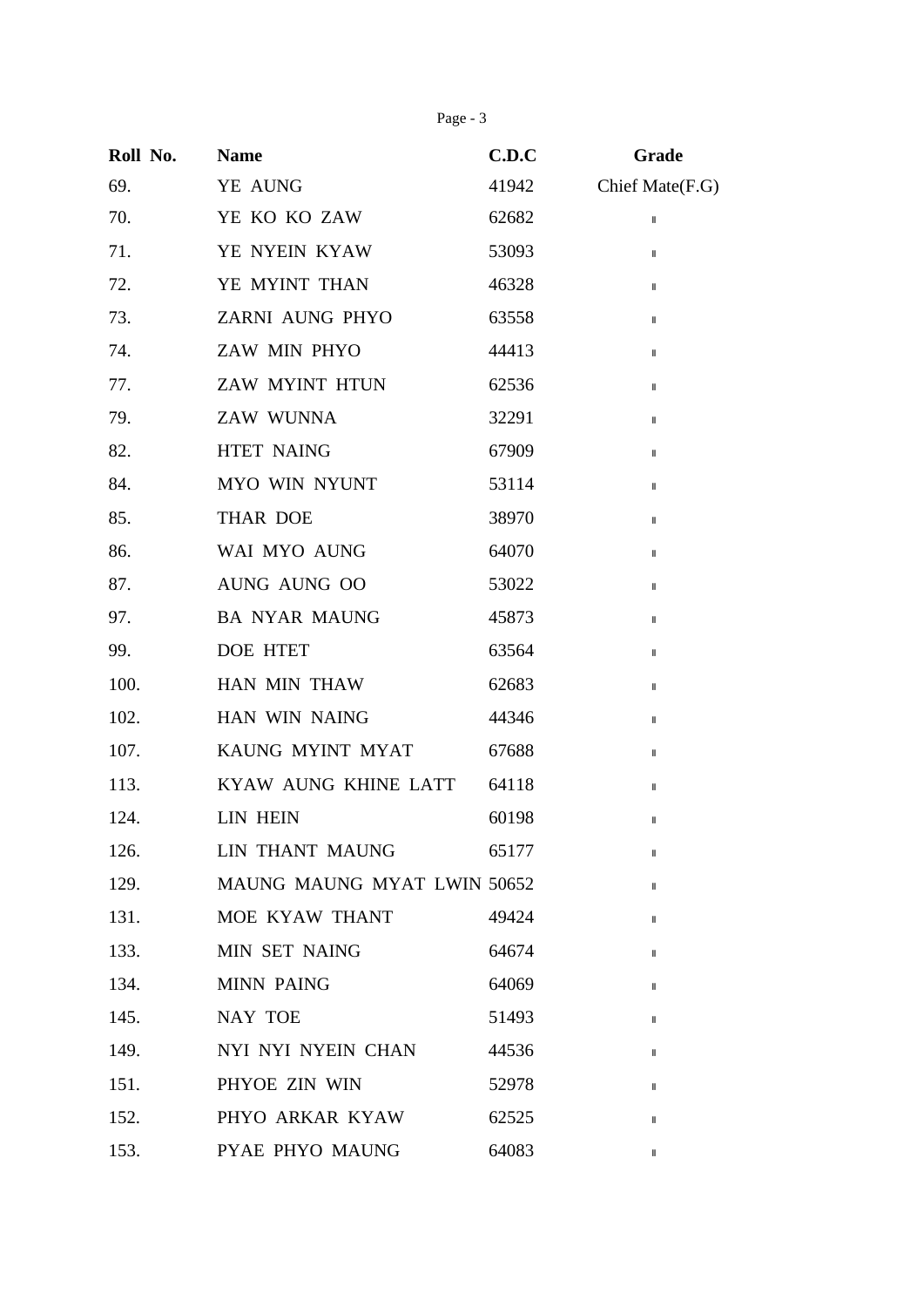| Roll No. | Name | C.D.C | Grade |
|---|---|---|---|
| 69. | YE AUNG | 41942 | Chief Mate(F.G) |
| 70. | YE KO KO ZAW | 62682 | " |
| 71. | YE NYEIN KYAW | 53093 | " |
| 72. | YE MYINT THAN | 46328 | " |
| 73. | ZARNI AUNG PHYO | 63558 | " |
| 74. | ZAW MIN PHYO | 44413 | " |
| 77. | ZAW MYINT HTUN | 62536 | " |
| 79. | ZAW WUNNA | 32291 | " |
| 82. | HTET NAING | 67909 | " |
| 84. | MYO WIN NYUNT | 53114 | " |
| 85. | THAR DOE | 38970 | " |
| 86. | WAI MYO AUNG | 64070 | " |
| 87. | AUNG AUNG OO | 53022 | " |
| 97. | BA NYAR MAUNG | 45873 | " |
| 99. | DOE HTET | 63564 | " |
| 100. | HAN MIN THAW | 62683 | " |
| 102. | HAN WIN NAING | 44346 | " |
| 107. | KAUNG MYINT MYAT | 67688 | " |
| 113. | KYAW AUNG KHINE LATT | 64118 | " |
| 124. | LIN HEIN | 60198 | " |
| 126. | LIN THANT MAUNG | 65177 | " |
| 129. | MAUNG MAUNG MYAT LWIN | 50652 | " |
| 131. | MOE KYAW THANT | 49424 | " |
| 133. | MIN SET NAING | 64674 | " |
| 134. | MINN PAING | 64069 | " |
| 145. | NAY TOE | 51493 | " |
| 149. | NYI NYI NYEIN CHAN | 44536 | " |
| 151. | PHYOE ZIN WIN | 52978 | " |
| 152. | PHYO ARKAR KYAW | 62525 | " |
| 153. | PYAE PHYO MAUNG | 64083 | " |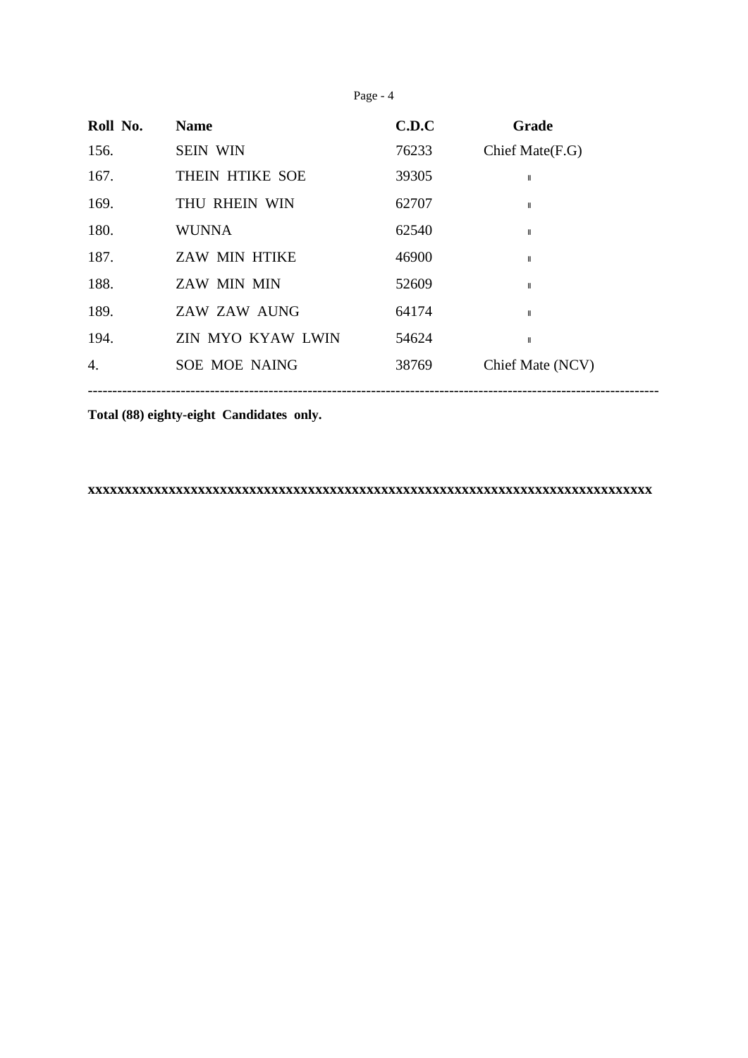| Roll No. | Name | C.D.C | Grade |
|---|---|---|---|
| 156. | SEIN WIN | 76233 | Chief Mate(F.G) |
| 167. | THEIN HTIKE SOE | 39305 | " |
| 169. | THU RHEIN WIN | 62707 | " |
| 180. | WUNNA | 62540 | " |
| 187. | ZAW MIN HTIKE | 46900 | " |
| 188. | ZAW MIN MIN | 52609 | " |
| 189. | ZAW ZAW AUNG | 64174 | " |
| 194. | ZIN MYO KYAW LWIN | 54624 | " |
| 4. | SOE MOE NAING | 38769 | Chief Mate (NCV) |

---

**Total (88) eighty-eight Candidates only.**

**xxxxxxxxxxxxxxxxxxxxxxxxxxxxxxxxxxxxxxxxxxxxxxxxxxxxxxxxxxxxxxxxxxxxxxxxxxxxxx**